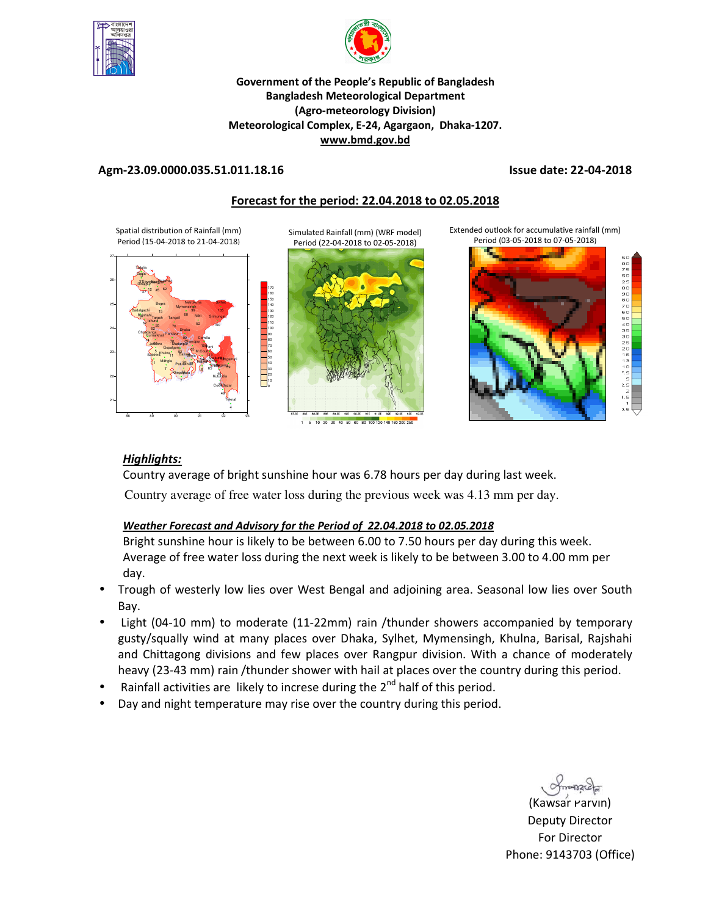**Government of the People's Republic of Bangladesh**
**Bangladesh Meteorological Department**
**(Agro-meteorology Division)**
**Meteorological Complex, E-24, Agargaon, Dhaka-1207.**
**www.bmd.gov.bd**

**Agm-23.09.0000.035.51.011.18.16** **Issue date: 22-04-2018**

## Forecast for the period: 22.04.2018 to 02.05.2018

Spatial distribution of Rainfall (mm)
Period (15-04-2018 to 21-04-2018)

Simulated Rainfall (mm) (WRF model)
Period (22-04-2018 to 02-05-2018)

Extended outlook for accumulative rainfall (mm)
Period (03-05-2018 to 07-05-2018)

### *Highlights:*

Country average of bright sunshine hour was 6.78 hours per day during last week.

Country average of free water loss during the previous week was 4.13 mm per day.

***Weather Forecast and Advisory for the Period of 22.04.2018 to 02.05.2018***

Bright sunshine hour is likely to be between 6.00 to 7.50 hours per day during this week.
Average of free water loss during the next week is likely to be between 3.00 to 4.00 mm per day.

- Trough of westerly low lies over West Bengal and adjoining area. Seasonal low lies over South Bay.
- Light (04-10 mm) to moderate (11-22mm) rain /thunder showers accompanied by temporary gusty/squally wind at many places over Dhaka, Sylhet, Mymensingh, Khulna, Barisal, Rajshahi and Chittagong divisions and few places over Rangpur division. With a chance of moderately heavy (23-43 mm) rain /thunder shower with hail at places over the country during this period.
- Rainfall activities are likely to increse during the 2nd half of this period.
- Day and night temperature may rise over the country during this period.

(Kawsar Parvin)
Deputy Director
For Director
Phone: 9143703 (Office)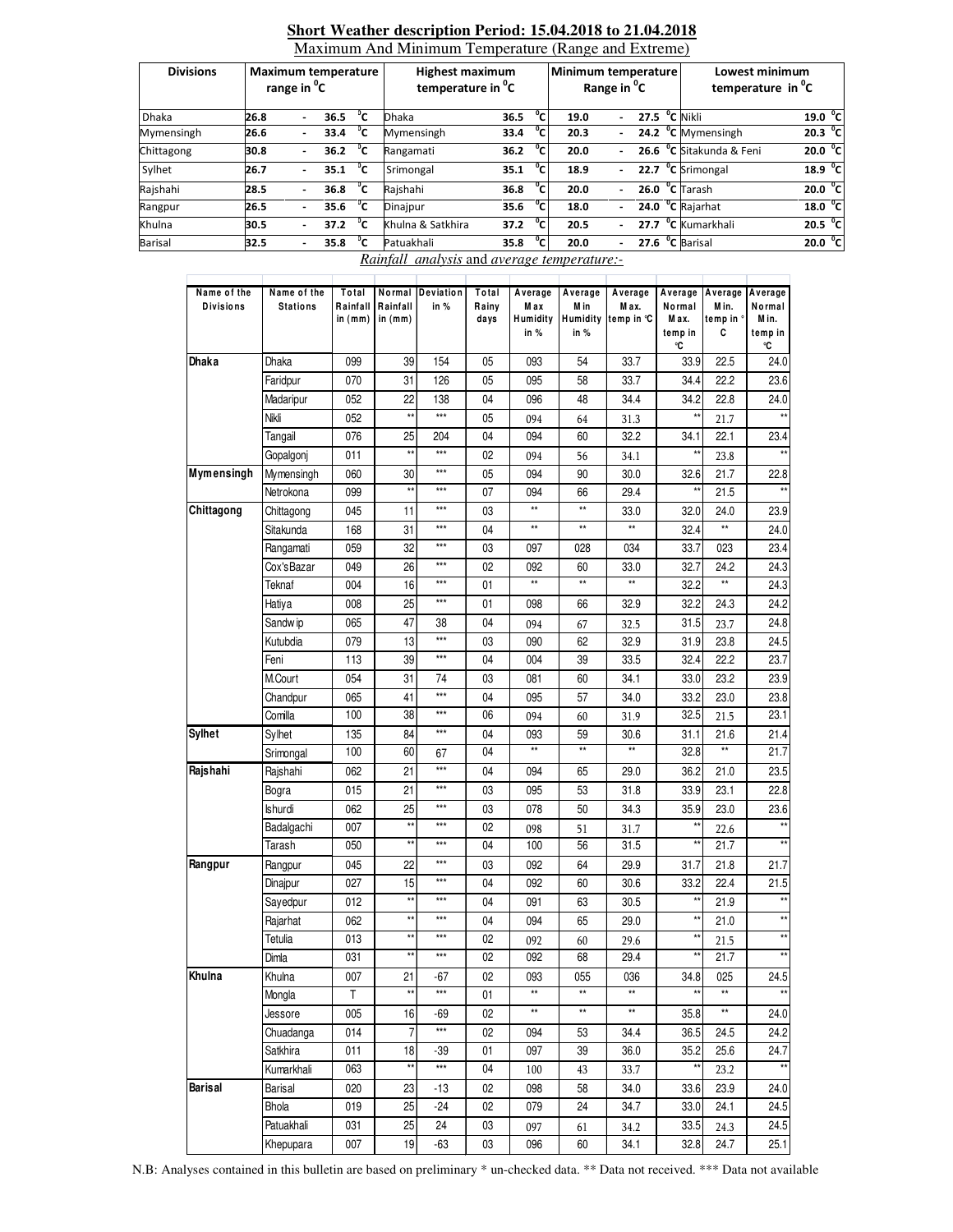## Short Weather description Period: 15.04.2018 to 21.04.2018

Maximum And Minimum Temperature (Range and Extreme)

| Divisions | Maximum temperature range in °C | Highest maximum temperature in °C | | Minimum temperature Range in °C | Lowest minimum temperature in °C | |
|---|---|---|---|---|---|---|
| Dhaka | 26.8 - 36.5 °C | Dhaka | 36.5 °C | 19.0 - 27.5 °C | Nikli | 19.0 °C |
| Mymensingh | 26.6 - 33.4 °C | Mymensingh | 33.4 °C | 20.3 - 24.2 °C | Mymensingh | 20.3 °C |
| Chittagong | 30.8 - 36.2 °C | Rangamati | 36.2 °C | 20.0 - 26.6 °C | Sitakunda & Feni | 20.0 °C |
| Sylhet | 26.7 - 35.1 °C | Srimongal | 35.1 °C | 18.9 - 22.7 °C | Srimongal | 18.9 °C |
| Rajshahi | 28.5 - 36.8 °C | Rajshahi | 36.8 °C | 20.0 - 26.0 °C | Tarash | 20.0 °C |
| Rangpur | 26.5 - 35.6 °C | Dinajpur | 35.6 °C | 18.0 - 24.0 °C | Rajarhat | 18.0 °C |
| Khulna | 30.5 - 37.2 °C | Khulna & Satkhira | 37.2 °C | 20.5 - 27.7 °C | Kumarkhali | 20.5 °C |
| Barisal | 32.5 - 35.8 °C | Patuakhali | 35.8 °C | 20.0 - 27.6 °C | Barisal | 20.0 °C |

*Rainfall analysis* and *average temperature:-*

| Name of the Divisions | Name of the Stations | Total Rainfall in (mm) | Normal Rainfall in (mm) | Deviation in % | Total Rainy days | Average Max Humidity in % | Average Min Humidity in % | Average Max. temp in °C | Average Normal Max. temp in °C | Average Min. temp in °C | Average Normal Min. temp in °C |
|---|---|---|---|---|---|---|---|---|---|---|---|
| Dhaka | Dhaka | 099 | 39 | 154 | 05 | 093 | 54 | 33.7 | 33.9 | 22.5 | 24.0 |
| | Faridpur | 070 | 31 | 126 | 05 | 095 | 58 | 33.7 | 34.4 | 22.2 | 23.6 |
| | Madaripur | 052 | 22 | 138 | 04 | 096 | 48 | 34.4 | 34.2 | 22.8 | 24.0 |
| | Nikli | 052 | ** | *** | 05 | 094 | 64 | 31.3 | ** | 21.7 | ** |
| | Tangail | 076 | 25 | 204 | 04 | 094 | 60 | 32.2 | 34.1 | 22.1 | 23.4 |
| | Gopalgonj | 011 | ** | *** | 02 | 094 | 56 | 34.1 | ** | 23.8 | ** |
| Mymensingh | Mymensingh | 060 | 30 | *** | 05 | 094 | 90 | 30.0 | 32.6 | 21.7 | 22.8 |
| | Netrokona | 099 | ** | *** | 07 | 094 | 66 | 29.4 | ** | 21.5 | ** |
| Chittagong | Chittagong | 045 | 11 | *** | 03 | ** | ** | 33.0 | 32.0 | 24.0 | 23.9 |
| | Sitakunda | 168 | 31 | *** | 04 | ** | ** | ** | 32.4 | ** | 24.0 |
| | Rangamati | 059 | 32 | *** | 03 | 097 | 028 | 034 | 33.7 | 023 | 23.4 |
| | Cox'sBazar | 049 | 26 | *** | 02 | 092 | 60 | 33.0 | 32.7 | 24.2 | 24.3 |
| | Teknaf | 004 | 16 | *** | 01 | ** | ** | ** | 32.2 | ** | 24.3 |
| | Hatiya | 008 | 25 | *** | 01 | 098 | 66 | 32.9 | 32.2 | 24.3 | 24.2 |
| | Sandwip | 065 | 47 | 38 | 04 | 094 | 67 | 32.5 | 31.5 | 23.7 | 24.8 |
| | Kutubdia | 079 | 13 | *** | 03 | 090 | 62 | 32.9 | 31.9 | 23.8 | 24.5 |
| | Feni | 113 | 39 | *** | 04 | 004 | 39 | 33.5 | 32.4 | 22.2 | 23.7 |
| | M.Court | 054 | 31 | 74 | 03 | 081 | 60 | 34.1 | 33.0 | 23.2 | 23.9 |
| | Chandpur | 065 | 41 | *** | 04 | 095 | 57 | 34.0 | 33.2 | 23.0 | 23.8 |
| | Comilla | 100 | 38 | *** | 06 | 094 | 60 | 31.9 | 32.5 | 21.5 | 23.1 |
| Sylhet | Sylhet | 135 | 84 | *** | 04 | 093 | 59 | 30.6 | 31.1 | 21.6 | 21.4 |
| | Srimongal | 100 | 60 | 67 | 04 | ** | ** | ** | 32.8 | ** | 21.7 |
| Rajshahi | Rajshahi | 062 | 21 | *** | 04 | 094 | 65 | 29.0 | 36.2 | 21.0 | 23.5 |
| | Bogra | 015 | 21 | *** | 03 | 095 | 53 | 31.8 | 33.9 | 23.1 | 22.8 |
| | Ishurdi | 062 | 25 | *** | 03 | 078 | 50 | 34.3 | 35.9 | 23.0 | 23.6 |
| | Badalgachi | 007 | ** | *** | 02 | 098 | 51 | 31.7 | ** | 22.6 | ** |
| | Tarash | 050 | ** | *** | 04 | 100 | 56 | 31.5 | ** | 21.7 | ** |
| Rangpur | Rangpur | 045 | 22 | *** | 03 | 092 | 64 | 29.9 | 31.7 | 21.8 | 21.7 |
| | Dinajpur | 027 | 15 | *** | 04 | 092 | 60 | 30.6 | 33.2 | 22.4 | 21.5 |
| | Sayedpur | 012 | ** | *** | 04 | 091 | 63 | 30.5 | ** | 21.9 | ** |
| | Rajarhat | 062 | ** | *** | 04 | 094 | 65 | 29.0 | ** | 21.0 | ** |
| | Tetulia | 013 | ** | *** | 02 | 092 | 60 | 29.6 | ** | 21.5 | ** |
| | Dimla | 031 | ** | *** | 02 | 092 | 68 | 29.4 | ** | 21.7 | ** |
| Khulna | Khulna | 007 | 21 | -67 | 02 | 093 | 055 | 036 | 34.8 | 025 | 24.5 |
| | Mongla | T | ** | *** | 01 | ** | ** | ** | ** | ** | ** |
| | Jessore | 005 | 16 | -69 | 02 | ** | ** | ** | 35.8 | ** | 24.0 |
| | Chuadanga | 014 | 7 | *** | 02 | 094 | 53 | 34.4 | 36.5 | 24.5 | 24.2 |
| | Satkhira | 011 | 18 | -39 | 01 | 097 | 39 | 36.0 | 35.2 | 25.6 | 24.7 |
| | Kumarkhali | 063 | ** | *** | 04 | 100 | 43 | 33.7 | ** | 23.2 | ** |
| Barisal | Barisal | 020 | 23 | -13 | 02 | 098 | 58 | 34.0 | 33.6 | 23.9 | 24.0 |
| | Bhola | 019 | 25 | -24 | 02 | 079 | 24 | 34.7 | 33.0 | 24.1 | 24.5 |
| | Patuakhali | 031 | 25 | 24 | 03 | 097 | 61 | 34.2 | 33.5 | 24.3 | 24.5 |
| | Khepupara | 007 | 19 | -63 | 03 | 096 | 60 | 34.1 | 32.8 | 24.7 | 25.1 |

N.B: Analyses contained in this bulletin are based on preliminary * un-checked data. ** Data not received. *** Data not available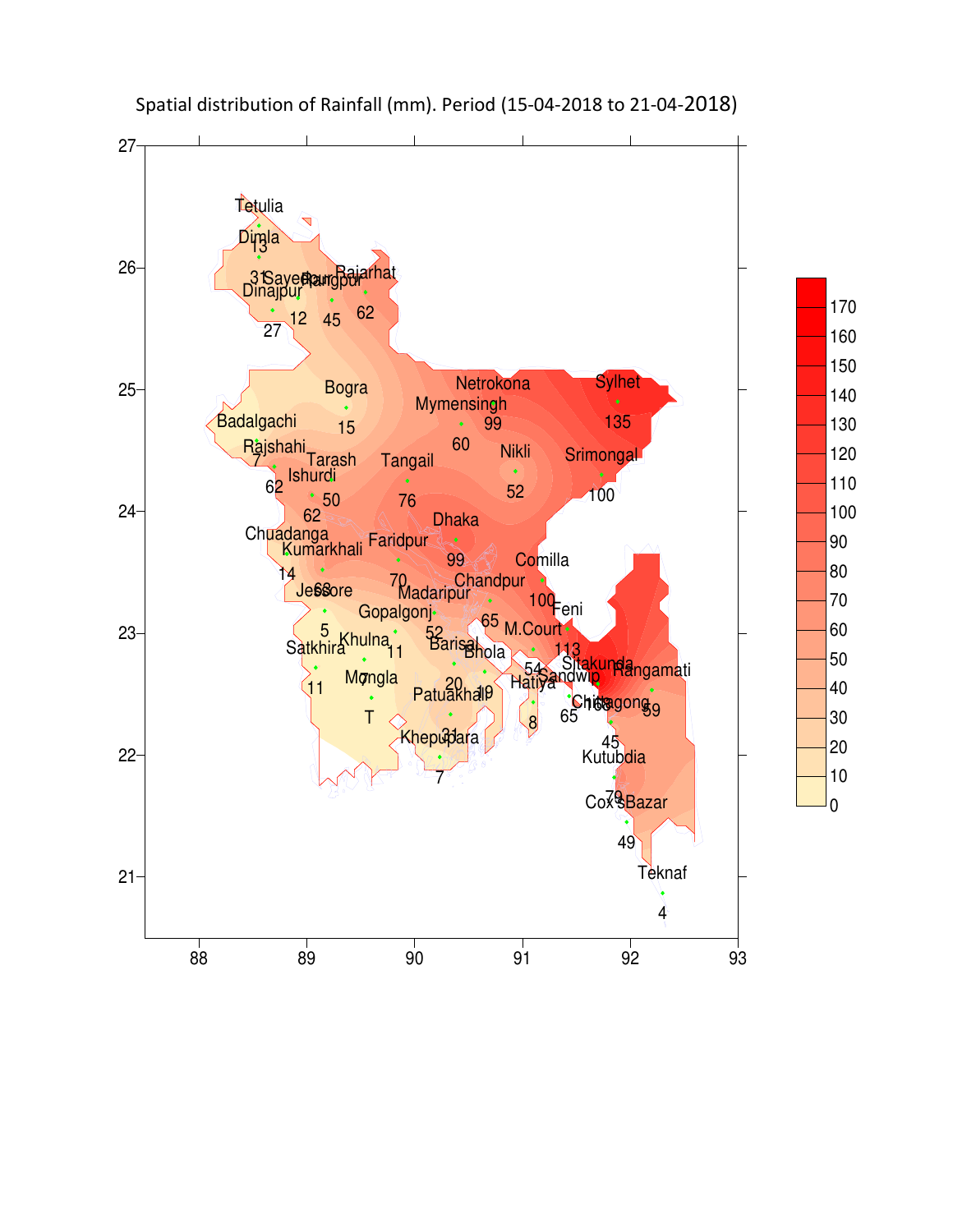Spatial distribution of Rainfall (mm). Period (15-04-2018 to 21-04-2018)

27
26
25
24
23
22
21

88
89
90
91
92
93

Tetulia
Dimla
13
31
Sayedpur
Rangpur
Rajarhat
Dinajpur
12
45
62
27
Bogra
15
Netrokona
Sylhet
Mymensingh
99
135
Badalgachi
60
Rajshahi
7
Tarash
Tangail
Nikli
Srimongal
Ishurdi
62
50
76
52
100
62
Dhaka
Chuadanga
Faridpur
Kumarkhali
99
14
Comilla
70
Chandpur
Jessore
68
Madaripur
100
Gopalgonj
65
Feni
5
52
M.Court
Khulna
11
Satkhira
Barisal
Bhola
113
Mongla
54
Sitakunda
11
7
20
10
Hatiya
Sandwip
Rangamati
Patuakhali
Chittagong
T
65
168
99
8
31
Khepupara
45
7
Kutubdia
79
Cox'sBazar
49
Teknaf
4

170
160
150
140
130
120
110
100
90
80
70
60
50
40
30
20
10
0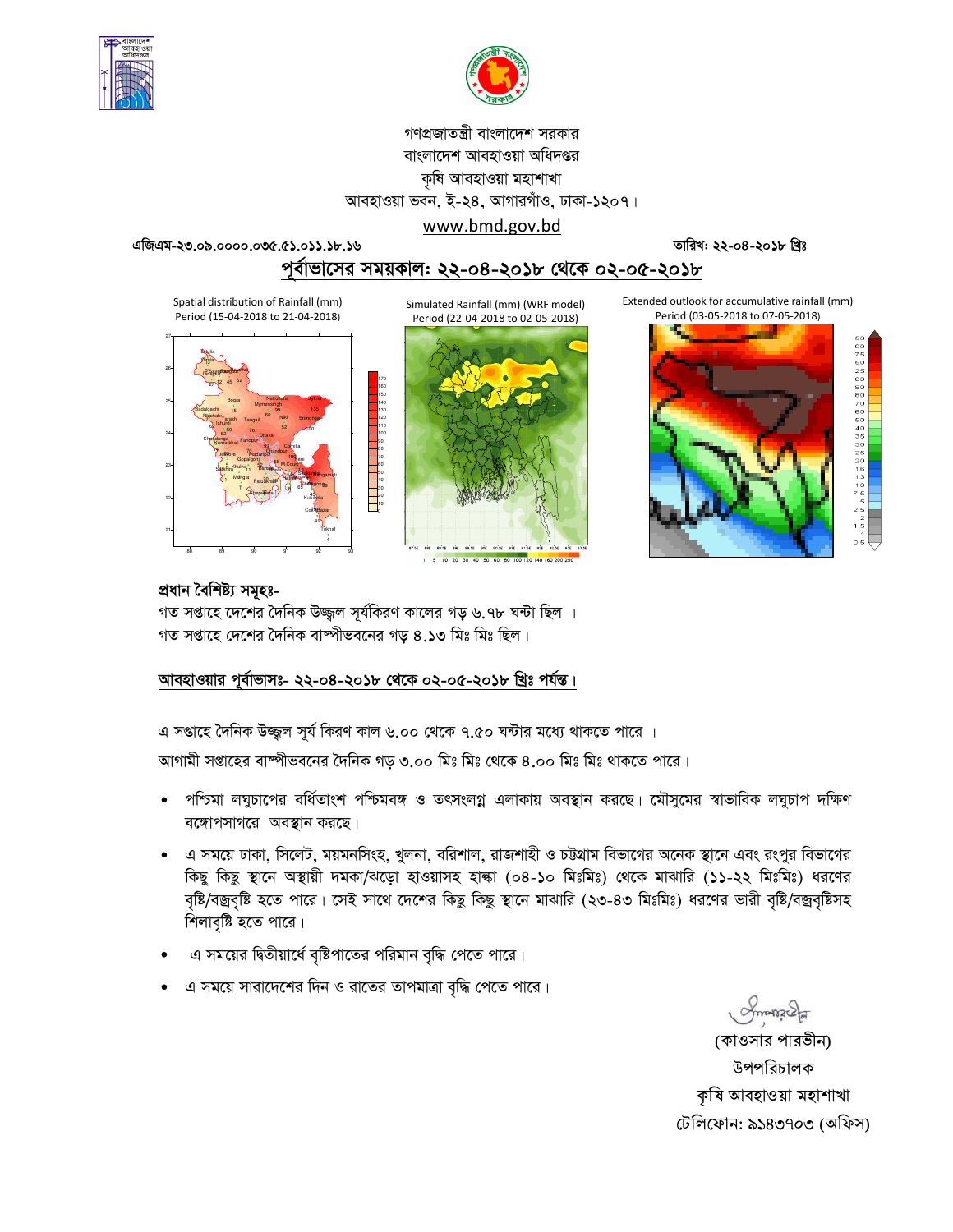গণপ্রজাতন্ত্রী বাংলাদেশ সরকার
বাংলাদেশ আবহাওয়া অধিদপ্তর
কৃষি আবহাওয়া মহাশাখা
আবহাওয়া ভবন, ই-২৪, আগারগাঁও, ঢাকা-১২০৭।
www.bmd.gov.bd

এজিএম-২৩.০৯.০০০০.০৩৫.৫১.০১১.১৮.১৬

তারিখ: ২২-০৪-২০১৮ খ্রিঃ

## পূর্বাভাসের সময়কাল: ২২-০৪-২০১৮ থেকে ০২-০৫-২০১৮

Spatial distribution of Rainfall (mm)
Period (15-04-2018 to 21-04-2018)

Simulated Rainfall (mm) (WRF model)
Period (22-04-2018 to 02-05-2018)

Extended outlook for accumulative rainfall (mm)
Period (03-05-2018 to 07-05-2018)

### প্রধান বৈশিষ্ট্য সমূহঃ-

গত সপ্তাহে দেশের দৈনিক উজ্জ্বল সূর্যকিরণ কালের গড় ৬.৭৮ ঘন্টা ছিল ।
গত সপ্তাহে দেশের দৈনিক বাষ্পীভবনের গড় ৪.১৩ মিঃ মিঃ ছিল।

### আবহাওয়ার পূর্বাভাসঃ- ২২-০৪-২০১৮ থেকে ০২-০৫-২০১৮ খ্রিঃ পর্যন্ত।

এ সপ্তাহে দৈনিক উজ্জ্বল সূর্য কিরণ কাল ৬.০০ থেকে ৭.৫০ ঘন্টার মধ্যে থাকতে পারে ।

আগামী সপ্তাহের বাষ্পীভবনের দৈনিক গড় ৩.০০ মিঃ মিঃ থেকে ৪.০০ মিঃ মিঃ থাকতে পারে।

- পশ্চিমা লঘুচাপের বর্ধিতাংশ পশ্চিমবঙ্গ ও তৎসংলগ্ন এলাকায় অবস্থান করছে। মৌসুমের স্বাভাবিক লঘুচাপ দক্ষিণ বঙ্গোপসাগরে অবস্থান করছে।
- এ সময়ে ঢাকা, সিলেট, ময়মনসিংহ, খুলনা, বরিশাল, রাজশাহী ও চট্টগ্রাম বিভাগের অনেক স্থানে এবং রংপুর বিভাগের কিছু কিছু স্থানে অস্থায়ী দমকা/ঝড়ো হাওয়াসহ হাল্কা (০৪-১০ মিঃমিঃ) থেকে মাঝারি (১১-২২ মিঃমিঃ) ধরণের বৃষ্টি/বজ্রবৃষ্টি হতে পারে। সেই সাথে দেশের কিছু কিছু স্থানে মাঝারি (২৩-৪৩ মিঃমিঃ) ধরণের ভারী বৃষ্টি/বজ্রবৃষ্টিসহ শিলাবৃষ্টি হতে পারে।
- এ সময়ের দ্বিতীয়ার্ধে বৃষ্টিপাতের পরিমান বৃদ্ধি পেতে পারে।
- এ সময়ে সারাদেশের দিন ও রাতের তাপমাত্রা বৃদ্ধি পেতে পারে।

(কাওসার পারভীন)
উপপরিচালক
কৃষি আবহাওয়া মহাশাখা
টেলিফোন: ৯১৪৩৭০৩ (অফিস)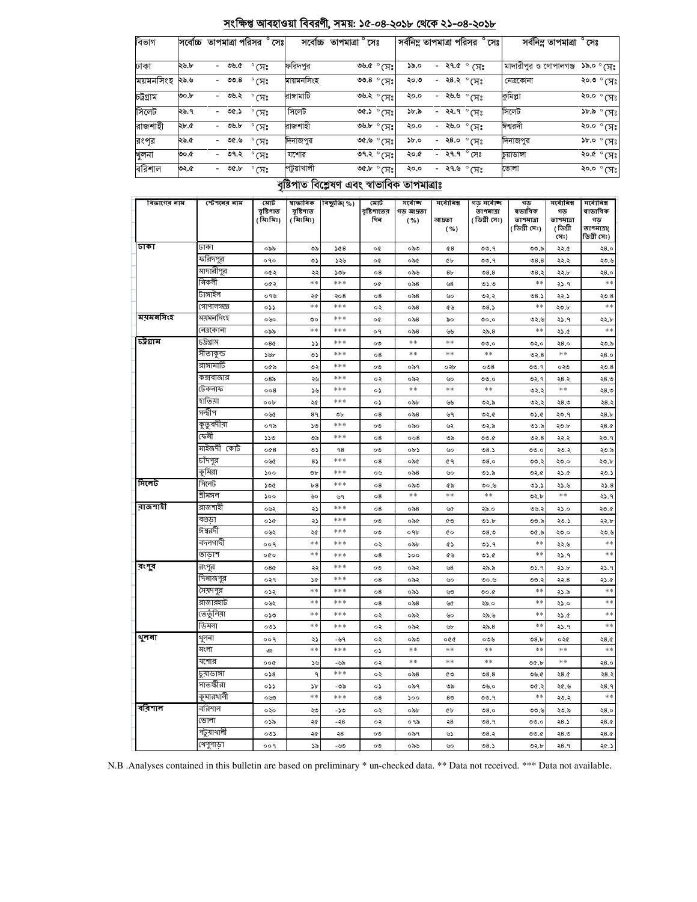## সংক্ষিপ্ত আবহাওয়া বিবরণী, সময়: ১৫-০৪-২০১৮ থেকে ২১-০৪-২০১৮

| বিভাগ | সর্বোচ্চ তাপমাত্রা পরিসর °সেঃ | সর্বোচ্চ তাপমাত্রা °সেঃ | | সর্বনিম্ন তাপমাত্রা পরিসর °সেঃ | সর্বনিম্ন তাপমাত্রা °সেঃ | |
|---|---|---|---|---|---|---|
| ঢাকা | ২৬.৮ - ৩৬.৫ °সেঃ | ফরিদপুর | ৩৬.৫ °সেঃ | ১৯.০ - ২৭.৫ °সেঃ | মাদারীপুর ও গোপালগঞ্জ | ১৯.০ °সেঃ |
| ময়মনসিংহ | ২৬.৬ - ৩৩.৪ °সেঃ | ময়মনসিংহ | ৩৩.৪ °সেঃ | ২০.৩ - ২৪.২ °সেঃ | নেত্রকোনা | ২০.৩ °সেঃ |
| চট্টগ্রাম | ৩০.৮ - ৩৬.২ °সেঃ | রাঙ্গামাটি | ৩৬.২ °সেঃ | ২০.০ - ২৬.৬ °সেঃ | কুমিল্লা | ২০.০ °সেঃ |
| সিলেট | ২৬.৭ - ৩৫.১ °সেঃ | সিলেট | ৩৫.১ °সেঃ | ১৮.৯ - ২২.৭ °সেঃ | সিলেট | ১৮.৯ °সেঃ |
| রাজশাহী | ২৮.৫ - ৩৬.৮ °সেঃ | রাজশাহী | ৩৬.৮ °সেঃ | ২০.০ - ২৬.০ °সেঃ | ঈশ্বরদী | ২০.০ °সেঃ |
| রংপুর | ২৬.৫ - ৩৫.৬ °সেঃ | দিনাজপুর | ৩৫.৬ °সেঃ | ১৮.০ - ২৪.০ °সেঃ | দিনাজপুর | ১৮.০ °সেঃ |
| খুলনা | ৩০.৫ - ৩৭.২ °সেঃ | যশোর | ৩৭.২ °সেঃ | ২০.৫ - ২৭.৭ °সেঃ | চুয়াডাঙ্গা | ২০.৫ °সেঃ |
| বরিশাল | ৩২.৫ - ৩৫.৮ °সেঃ | পটুয়াখালী | ৩৫.৮ °সেঃ | ২০.০ - ২৭.৬ °সেঃ | ভোলা | ২০.০ °সেঃ |

## বৃষ্টিপাত বিশ্লেষণ এবং স্বাভাবিক তাপমাত্রাঃ

| বিভাগের নাম | স্টেশনের নাম | মোট বৃষ্টিপাত (মিঃমিঃ) | স্বাভাবিক বৃষ্টিপাত (মিঃমিঃ) | বিচ্যুতি(%) | মোট বৃষ্টিপাতের দিন | সর্বোচ্চ গড় আদ্রতা (%) | সর্বোনিম্ন আদ্রতা (%) | গড় সর্বোচ্চ তাপমাত্রা (ডিগ্রী সেঃ) | গড় স্বাভাবিক তাপমাত্রা (ডিগ্রী সেঃ) | সর্বোনিম্ন গড় তাপমাত্রা (ডিগ্রী সেঃ) | সর্বোনিম্ন স্বাভাবিক গড় তাপমাত্রা (ডিগ্রী সেঃ) |
|---|---|---|---|---|---|---|---|---|---|---|---|
| ঢাকা | ঢাকা | ০৯৯ | ৩৯ | ১৫৪ | ০৫ | ০৯৩ | ৫৪ | ৩৩.৭ | ৩৩.৯ | ২২.৫ | ২৪.০ |
| | ফরিদপুর | ০৭০ | ৩১ | ১২৬ | ০৫ | ০৯৫ | ৫৮ | ৩৩.৭ | ৩৪.৪ | ২২.২ | ২৩.৬ |
| | মাদারীপুর | ০৫২ | ২২ | ১৩৮ | ০৪ | ০৯৬ | ৪৮ | ৩৪.৪ | ৩৪.২ | ২২.৮ | ২৪.০ |
| | নিকলী | ০৫২ | ** | *** | ০৫ | ০৯৪ | ৬৪ | ৩১.৩ | ** | ২১.৭ | ** |
| | টাঙ্গাইল | ০৭৬ | ২৫ | ২০৪ | ০৪ | ০৯৪ | ৬০ | ৩২.২ | ৩৪.১ | ২২.১ | ২৩.৪ |
| | গোপালগঞ্জ | ০১১ | ** | *** | ০২ | ০৯৪ | ৫৬ | ৩৪.১ | ** | ২৩.৮ | ** |
| ময়মনসিংহ | ময়মনসিংহ | ০৬০ | ৩০ | *** | ০৫ | ০৯৪ | ৯০ | ৩০.০ | ৩২.৬ | ২১.৭ | ২২.৮ |
| | নেত্রকোনা | ০৯৯ | ** | *** | ০৭ | ০৯৪ | ৬৬ | ২৯.৪ | ** | ২১.৫ | ** |
| চট্টগ্রাম | চট্টগ্রাম | ০৪৫ | ১১ | *** | ০৩ | ** | ** | ৩৩.০ | ৩২.০ | ২৪.০ | ২৩.৯ |
| | সীতাকুন্ড | ১৬৮ | ৩১ | *** | ০৪ | ** | ** | ** | ৩২.৪ | ** | ২৪.০ |
| | রাঙ্গামাটি | ০৫৯ | ৩২ | *** | ০৩ | ০৯৭ | ০২৮ | ০৩৪ | ৩৩.৭ | ০২৩ | ২৩.৪ |
| | কক্সবাজার | ০৪৯ | ২৬ | *** | ০২ | ০৯২ | ৬০ | ৩৩.০ | ৩২.৭ | ২৪.২ | ২৪.৩ |
| | টেকনাফ | ০০৪ | ১৬ | *** | ০১ | ** | ** | ** | ৩২.২ | ** | ২৪.৩ |
| | হাতিয়া | ০০৮ | ২৫ | *** | ০১ | ০৯৮ | ৬৬ | ৩২.৯ | ৩২.২ | ২৪.৩ | ২৪.২ |
| | সন্দ্বীপ | ০৬৫ | ৪৭ | ৩৮ | ০৪ | ০৯৪ | ৬৭ | ৩২.৫ | ৩১.৫ | ২৩.৭ | ২৪.৮ |
| | কুতুবদীয়া | ০৭৯ | ১৩ | *** | ০৩ | ০৯০ | ৬২ | ৩২.৯ | ৩১.৯ | ২৩.৮ | ২৪.৫ |
| | ফেনী | ১১৩ | ৩৯ | *** | ০৪ | ০০৪ | ৩৯ | ৩৩.৫ | ৩২.৪ | ২২.২ | ২৩.৭ |
| | মাইজদী কোর্ট | ০৫৪ | ৩১ | ৭৪ | ০৩ | ০৮১ | ৬০ | ৩৪.১ | ৩৩.০ | ২৩.২ | ২৩.৯ |
| | চাঁদপুর | ০৬৫ | ৪১ | *** | ০৪ | ০৯৫ | ৫৭ | ৩৪.০ | ৩৩.২ | ২৩.০ | ২৩.৮ |
| | কুমিল্লা | ১০০ | ৩৮ | *** | ০৬ | ০৯৪ | ৬০ | ৩১.৯ | ৩২.৫ | ২১.৫ | ২৩.১ |
| সিলেট | সিলেট | ১৩৫ | ৮৪ | *** | ০৪ | ০৯৩ | ৫৯ | ৩০.৬ | ৩১.১ | ২১.৬ | ২১.৪ |
| | শ্রীমঙ্গল | ১০০ | ৬০ | ৬৭ | ০৪ | ** | ** | ** | ৩২.৮ | ** | ২১.৭ |
| রাজশাহী | রাজশাহী | ০৬২ | ২১ | *** | ০৪ | ০৯৪ | ৬৫ | ২৯.০ | ৩৬.২ | ২১.০ | ২৩.৫ |
| | বগুড়া | ০১৫ | ২১ | *** | ০৩ | ০৯৫ | ৫৩ | ৩১.৮ | ৩৩.৯ | ২৩.১ | ২২.৮ |
| | ঈশ্বরদী | ০৬২ | ২৫ | *** | ০৩ | ০৭৮ | ৫০ | ৩৪.৩ | ৩৫.৯ | ২৩.০ | ২৩.৬ |
| | বদলগাছী | ০০৭ | ** | *** | ০২ | ০৯৮ | ৫১ | ৩১.৭ | ** | ২২.৬ | ** |
| | তাড়াশ | ০৫০ | ** | *** | ০৪ | ১০০ | ৫৬ | ৩১.৫ | ** | ২১.৭ | ** |
| রংপুর | রংপুর | ০৪৫ | ২২ | *** | ০৩ | ০৯২ | ৬৪ | ২৯.৯ | ৩১.৭ | ২১.৮ | ২১.৭ |
| | দিনাজপুর | ০২৭ | ১৫ | *** | ০৪ | ০৯২ | ৬০ | ৩০.৬ | ৩৩.২ | ২২.৪ | ২১.৫ |
| | সৈয়দপুর | ০১২ | ** | *** | ০৪ | ০৯১ | ৬৩ | ৩০.৫ | ** | ২১.৯ | ** |
| | রাজারহাট | ০৬২ | ** | *** | ০৪ | ০৯৪ | ৬৫ | ২৯.০ | ** | ২১.০ | ** |
| | তেঁতুলিয়া | ০১৩ | ** | *** | ০২ | ০৯২ | ৬০ | ২৯.৬ | ** | ২১.৫ | ** |
| | ডিমলা | ০৩১ | ** | *** | ০২ | ০৯২ | ৬৮ | ২৯.৪ | ** | ২১.৭ | ** |
| খুলনা | খুলনা | ০০৭ | ২১ | -৬৭ | ০২ | ০৯৩ | ০৫৫ | ০৩৬ | ৩৪.৮ | ০২৫ | ২৪.৫ |
| | মংলা | ঞ | ** | *** | ০১ | ** | ** | ** | ** | ** | ** |
| | যশোর | ০০৫ | ১৬ | -৬৯ | ০২ | ** | ** | ** | ৩৫.৮ | ** | ২৪.০ |
| | চুয়াডাঙ্গা | ০১৪ | ৭ | *** | ০২ | ০৯৪ | ৫৩ | ৩৪.৪ | ৩৬.৫ | ২৪.৫ | ২৪.২ |
| | সাতক্ষীরা | ০১১ | ১৮ | -৩৯ | ০১ | ০৯৭ | ৩৯ | ৩৬.০ | ৩৫.২ | ২৫.৬ | ২৪.৭ |
| | কুমারখালী | ০৬৩ | ** | *** | ০৪ | ১০০ | ৪৩ | ৩৩.৭ | ** | ২৩.২ | ** |
| বরিশাল | বরিশাল | ০২০ | ২৩ | -১৩ | ০২ | ০৯৮ | ৫৮ | ৩৪.০ | ৩৩.৬ | ২৩.৯ | ২৪.০ |
| | ভোলা | ০১৯ | ২৫ | -২৪ | ০২ | ০৭৯ | ২৪ | ৩৪.৭ | ৩৩.০ | ২৪.১ | ২৪.৫ |
| | পটুয়াখালী | ০৩১ | ২৫ | ২৪ | ০৩ | ০৯৭ | ৬১ | ৩৪.২ | ৩৩.৫ | ২৪.৩ | ২৪.৫ |
| | খেপুপাড়া | ০০৭ | ১৯ | -৬৩ | ০৩ | ০৯৬ | ৬০ | ৩৪.১ | ৩২.৮ | ২৪.৭ | ২৫.১ |

N.B .Analyses contained in this bulletin are based on preliminary * un-checked data. ** Data not received. *** Data not available.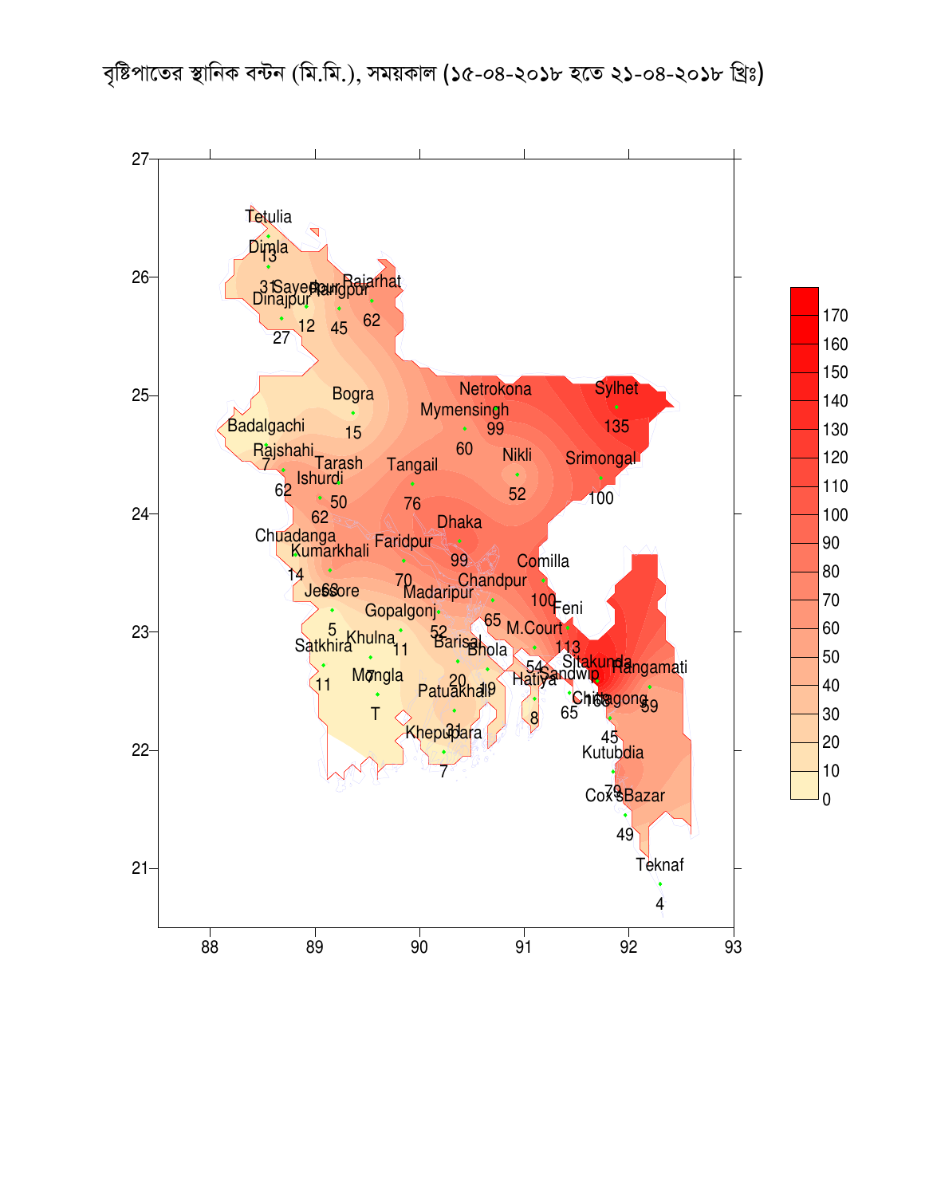# বৃষ্টিপাতের স্থানিক বন্টন (মি.মি.), সময়কাল (১৫-০৪-২০১৮ হতে ২১-০৪-২০১৮ খ্রিঃ)

27
26
25
24
23
22
21

88
89
90
91
92
93

Tetulia
Dimla 13
31 Sayedpur Rangpur Rajarhat
Dinajpur 12 45 62
27
Bogra 15
Badalgachi
Rajshahi 7
Tarash
Ishurdi 62 50
62
Chuadanga
Kumarkhali 14
Jessore 68
5
Satkhira 11
Khulna 11
Mongla 7
T
Netrokona
Sylhet 135
Mymensingh 99
60
Nikli 52
Srimongal 100
Tangail 76
Dhaka 99
Faridpur 70
Madaripur
Gopalgonj 52
Chandpur 65
Comilla 100
Feni
M.Court 113
Barisal 20
Bhola 19
Patuakhali 31
Khepupara 7
Hatiya 8
Sandwip 54
Sitakunda 168
Rangamati 59
Chittagong 65
45
Kutubdia 79
Cox'sBazar 49
Teknaf 4

170
160
150
140
130
120
110
100
90
80
70
60
50
40
30
20
10
0